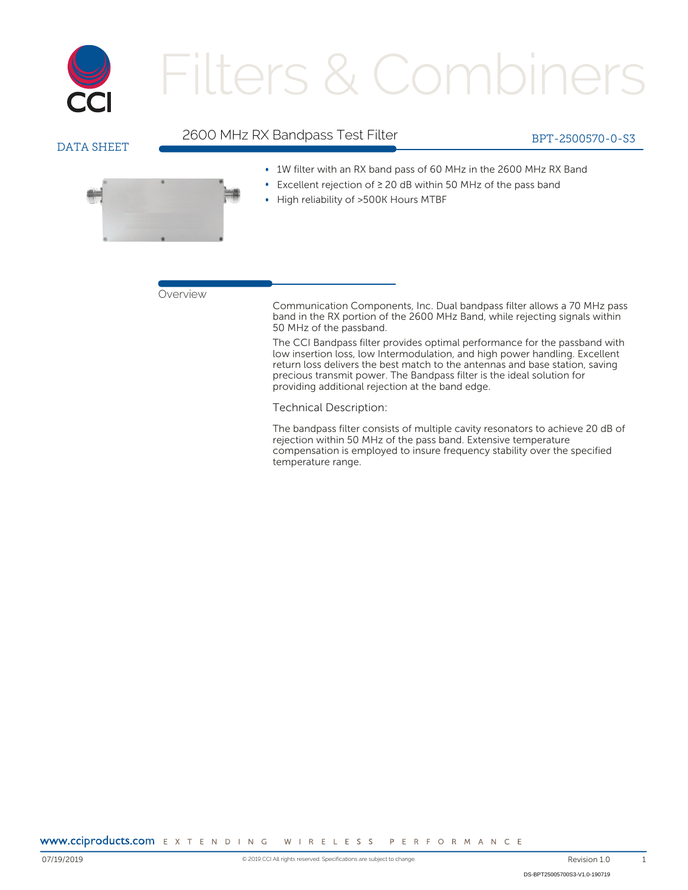# Filters & Combiners

DATA SHEET

## 2600 MHz RX Bandpass Test Filter

BPT-2500570-0-S3

- 1W filter with an RX band pass of 60 MHz in the 2600 MHz RX Band
- Excellent rejection of ≥ 20 dB within 50 MHz of the pass band
- High reliability of >500K Hours MTBF

### Overview

Communication Components, Inc. Dual bandpass filter allows a 70 MHz pass band in the RX portion of the 2600 MHz Band, while rejecting signals within 50 MHz of the passband.

The CCI Bandpass filter provides optimal performance for the passband with low insertion loss, low Intermodulation, and high power handling. Excellent return loss delivers the best match to the antennas and base station, saving precious transmit power. The Bandpass filter is the ideal solution for providing additional rejection at the band edge.

#### Technical Description:

The bandpass filter consists of multiple cavity resonators to achieve 20 dB of rejection within 50 MHz of the pass band. Extensive temperature compensation is employed to insure frequency stability over the specified temperature range.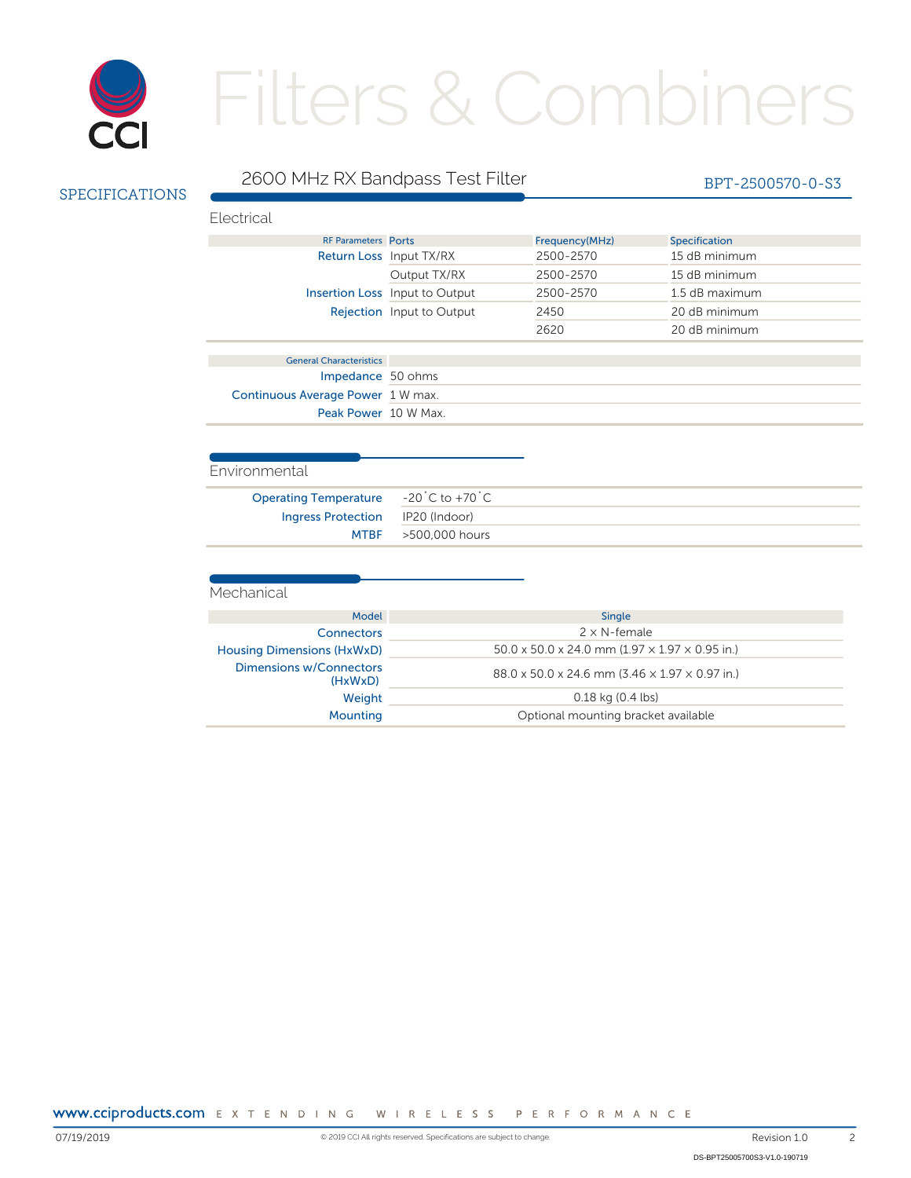# Filters & Combiners

## SPECIFICATIONS

### 2600 MHz RX Bandpass Test Filter

BPT-2500570-0-S3

#### Electrical

| RF Parameters | Ports | Frequency(MHz) | Specification |
|---|---|---|---|
| Return Loss | Input TX/RX | 2500-2570 | 15 dB minimum |
| | Output TX/RX | 2500-2570 | 15 dB minimum |
| Insertion Loss | Input to Output | 2500-2570 | 1.5 dB maximum |
| Rejection | Input to Output | 2450 | 20 dB minimum |
| | | 2620 | 20 dB minimum |

| General Characteristics | |
|---|---|
| Impedance | 50 ohms |
| Continuous Average Power | 1 W max. |
| Peak Power | 10 W Max. |

#### Environmental

| | |
|---|---|
| Operating Temperature | -20˚C to +70˚C |
| Ingress Protection | IP20 (Indoor) |
| MTBF | >500,000 hours |

#### Mechanical

| Model | Single |
|---|---|
| Connectors | 2 × N-female |
| Housing Dimensions (HxWxD) | 50.0 x 50.0 x 24.0 mm (1.97 × 1.97 × 0.95 in.) |
| Dimensions w/Connectors (HxWxD) | 88.0 x 50.0 x 24.6 mm (3.46 × 1.97 × 0.97 in.) |
| Weight | 0.18 kg (0.4 lbs) |
| Mounting | Optional mounting bracket available |

www.cciproducts.com EXTENDING WIRELESS PERFORMANCE

07/19/2019 © 2019 CCI All rights reserved. Specifications are subject to change. Revision 1.0

DS-BPT25005700S3-V1.0-190719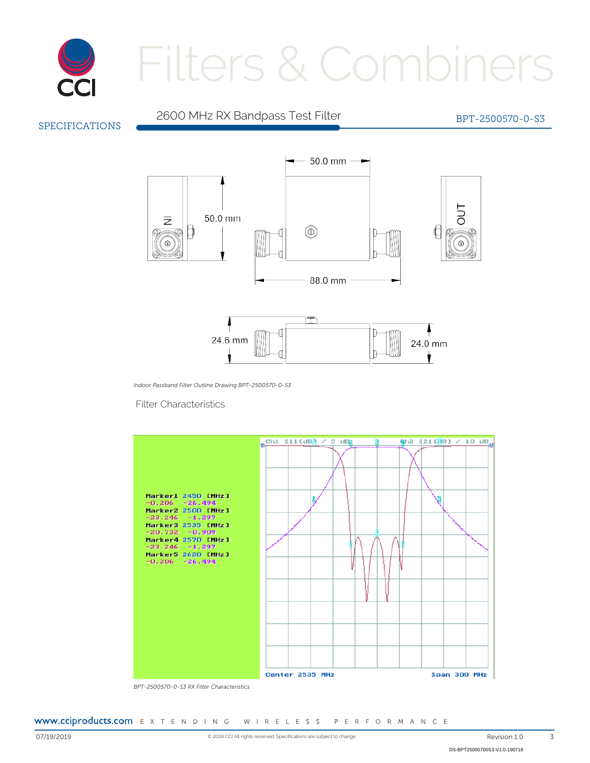# Filters & Combiners

## SPECIFICATIONS

2600 MHz RX Bandpass Test Filter

BPT-2500570-0-S3

50.0 mm

IN

50.0 mm

OUT

88.0 mm

24.6 mm

24.0 mm

*Indoor Passband Filter Outline Drawing BPT-2500570-0-S3*

Filter Characteristics

Marker1 2450 [MHz]
-0.206 -26.494
Marker2 2500 [MHz]
-23.246 -1.297
Marker3 2535 [MHz]
-20.732 -0.909
Marker4 2570 [MHz]
-23.246 -1.297
Marker5 2620 [MHz]
-0.206 -26.494

Ch1 S11[dB] / 5 dB

Ch2 S21[dB] / 10 dB

Center 2535 MHz

Span 300 MHz

*BPT-2500570-0-S3 RX Filter Characteristics*

www.cciproducts.com EXTENDING WIRELESS PERFORMANCE

07/19/2019 © 2019 CCI All rights reserved. Specifications are subject to change. Revision 1.0

DS-BPT25005700S3-V1.0-190719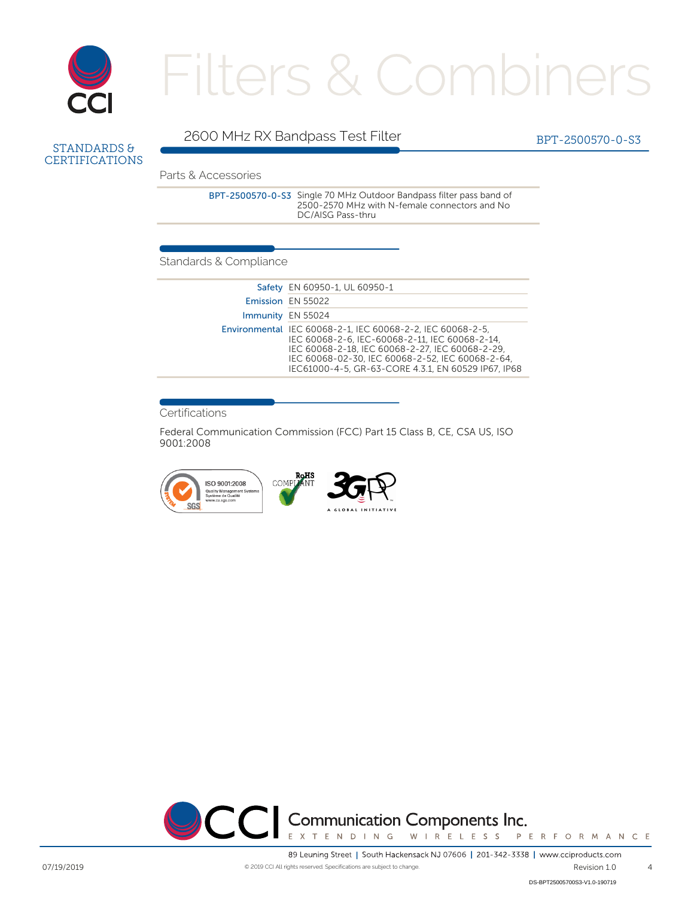# Filters & Combiners

STANDARDS & CERTIFICATIONS

## 2600 MHz RX Bandpass Test Filter

BPT-2500570-0-S3

### Parts & Accessories

| | |
|---|---|
| BPT-2500570-0-S3 | Single 70 MHz Outdoor Bandpass filter pass band of 2500-2570 MHz with N-female connectors and No DC/AISG Pass-thru |

### Standards & Compliance

| | |
|---|---|
| Safety | EN 60950-1, UL 60950-1 |
| Emission | EN 55022 |
| Immunity | EN 55024 |
| Environmental | IEC 60068-2-1, IEC 60068-2-2, IEC 60068-2-5, IEC 60068-2-6, IEC-60068-2-11, IEC 60068-2-14, IEC 60068-2-18, IEC 60068-2-27, IEC 60068-2-29, IEC 60068-02-30, IEC 60068-2-52, IEC 60068-2-64, IEC61000-4-5, GR-63-CORE 4.3.1, EN 60529 IP67, IP68 |

### Certifications

Federal Communication Commission (FCC) Part 15 Class B, CE, CSA US, ISO 9001:2008

Communication Components Inc.

EXTENDING WIRELESS PERFORMANCE

89 Leuning Street | South Hackensack NJ 07606 | 201-342-3338 | www.cciproducts.com

07/19/2019

© 2019 CCI All rights reserved. Specifications are subject to change.

Revision 1.0

DS-BPT25005700S3-V1.0-190719